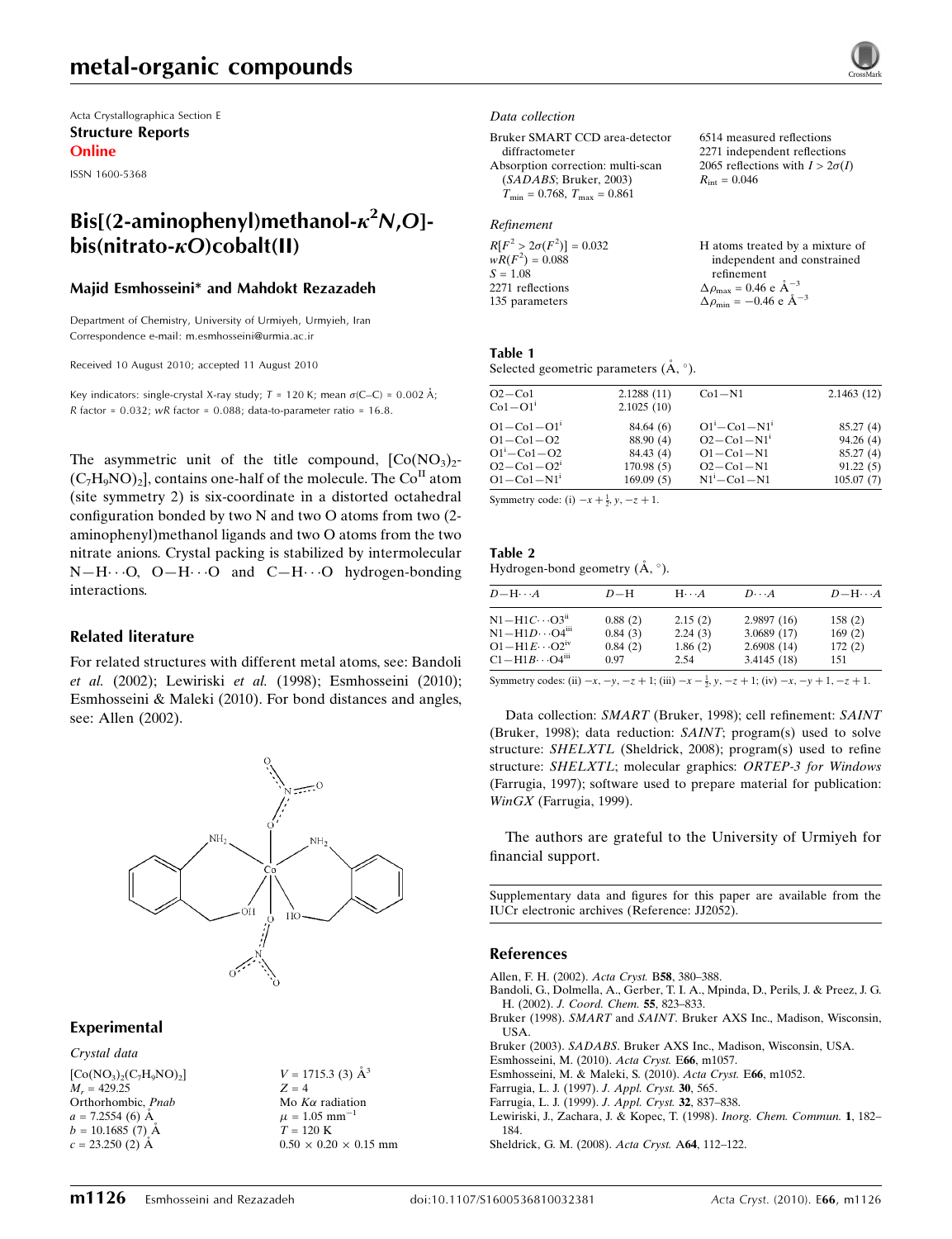Acta Crystallographica Section E

**Structure Reports**

**Online**

ISSN 1600-5368

# Bis[(2-aminophenyl)methanol-$\kappa^2N,O$]-bis(nitrato-$\kappa O$)cobalt(II)

**Majid Esmhosseini* and Mahdokt Rezazadeh**

Department of Chemistry, University of Urmiyeh, Urmyieh, Iran
Correspondence e-mail: m.esmhosseini@urmia.ac.ir

Received 10 August 2010; accepted 11 August 2010

Key indicators: single-crystal X-ray study; $T$ = 120 K; mean $\sigma$(C–C) = 0.002 Å; $R$ factor = 0.032; $wR$ factor = 0.088; data-to-parameter ratio = 16.8.

The asymmetric unit of the title compound, $[Co(NO_3)_2(C_7H_9NO)_2]$, contains one-half of the molecule. The $Co^{II}$ atom (site symmetry 2) is six-coordinate in a distorted octahedral configuration bonded by two N and two O atoms from two (2-aminophenyl)methanol ligands and two O atoms from the two nitrate anions. Crystal packing is stabilized by intermolecular N—H⋯O, O—H⋯O and C—H⋯O hydrogen-bonding interactions.

## Related literature

For related structures with different metal atoms, see: Bandoli *et al.* (2002); Lewiriski *et al.* (1998); Esmhosseini (2010); Esmhosseini & Maleki (2010). For bond distances and angles, see: Allen (2002).

## Experimental

*Crystal data*

$[Co(NO_3)_2(C_7H_9NO)_2]$
$M_r$ = 429.25
Orthorhombic, $Pnab$
$a$ = 7.2554 (6) Å
$b$ = 10.1685 (7) Å
$c$ = 23.250 (2) Å
$V$ = 1715.3 (3) Å$^3$
$Z$ = 4
Mo $K\alpha$ radiation
$\mu$ = 1.05 mm$^{-1}$
$T$ = 120 K
0.50 × 0.20 × 0.15 mm

*Data collection*

Bruker SMART CCD area-detector diffractometer
Absorption correction: multi-scan (*SADABS*; Bruker, 2003)
$T_{min}$ = 0.768, $T_{max}$ = 0.861
6514 measured reflections
2271 independent reflections
2065 reflections with $I > 2\sigma(I)$
$R_{int}$ = 0.046

*Refinement*

$R[F^2 > 2\sigma(F^2)]$ = 0.032
$wR(F^2)$ = 0.088
$S$ = 1.08
2271 reflections
135 parameters
H atoms treated by a mixture of independent and constrained refinement
$\Delta\rho_{max}$ = 0.46 e Å$^{-3}$
$\Delta\rho_{min}$ = −0.46 e Å$^{-3}$

**Table 1**
Selected geometric parameters (Å, °).

| | | | |
|---|---|---|---|
| O2—Co1 | 2.1288 (11) | Co1—N1 | 2.1463 (12) |
| Co1—O1$^i$ | 2.1025 (10) | | |
| O1—Co1—O1$^i$ | 84.64 (6) | O1$^i$—Co1—N1$^i$ | 85.27 (4) |
| O1—Co1—O2 | 88.90 (4) | O2—Co1—N1$^i$ | 94.26 (4) |
| O1$^i$—Co1—O2 | 84.43 (4) | O1—Co1—N1 | 85.27 (4) |
| O2—Co1—O2$^i$ | 170.98 (5) | O2—Co1—N1 | 91.22 (5) |
| O1—Co1—N1$^i$ | 169.09 (5) | N1$^i$—Co1—N1 | 105.07 (7) |

Symmetry code: (i) $-x+\frac{1}{2}, y, -z+1$.

**Table 2**
Hydrogen-bond geometry (Å, °).

| $D$—H⋯$A$ | $D$—H | H⋯$A$ | $D$⋯$A$ | $D$—H⋯$A$ |
|---|---|---|---|---|
| N1—H1$C$⋯O3$^{ii}$ | 0.88 (2) | 2.15 (2) | 2.9897 (16) | 158 (2) |
| N1—H1$D$⋯O4$^{iii}$ | 0.84 (3) | 2.24 (3) | 3.0689 (17) | 169 (2) |
| O1—H1$E$⋯O2$^{iv}$ | 0.84 (2) | 1.86 (2) | 2.6908 (14) | 172 (2) |
| C1—H1$B$⋯O4$^{iii}$ | 0.97 | 2.54 | 3.4145 (18) | 151 |

Symmetry codes: (ii) $-x, -y, -z+1$; (iii) $-x-\frac{1}{2}, y, -z+1$; (iv) $-x, -y+1, -z+1$.

Data collection: *SMART* (Bruker, 1998); cell refinement: *SAINT* (Bruker, 1998); data reduction: *SAINT*; program(s) used to solve structure: *SHELXTL* (Sheldrick, 2008); program(s) used to refine structure: *SHELXTL*; molecular graphics: *ORTEP-3 for Windows* (Farrugia, 1997); software used to prepare material for publication: *WinGX* (Farrugia, 1999).

The authors are grateful to the University of Urmiyeh for financial support.

Supplementary data and figures for this paper are available from the IUCr electronic archives (Reference: JJ2052).

## References

Allen, F. H. (2002). *Acta Cryst.* B58, 380–388.
Bandoli, G., Dolmella, A., Gerber, T. I. A., Mpinda, D., Perils, J. & Preez, J. G. H. (2002). *J. Coord. Chem.* **55**, 823–833.
Bruker (1998). *SMART* and *SAINT*. Bruker AXS Inc., Madison, Wisconsin, USA.
Bruker (2003). *SADABS*. Bruker AXS Inc., Madison, Wisconsin, USA.
Esmhosseini, M. (2010). *Acta Cryst.* E66, m1057.
Esmhosseini, M. & Maleki, S. (2010). *Acta Cryst.* E66, m1052.
Farrugia, L. J. (1997). *J. Appl. Cryst.* **30**, 565.
Farrugia, L. J. (1999). *J. Appl. Cryst.* **32**, 837–838.
Lewiriski, J., Zachara, J. & Kopec, T. (1998). *Inorg. Chem. Commun.* **1**, 182–184.
Sheldrick, G. M. (2008). *Acta Cryst.* A64, 112–122.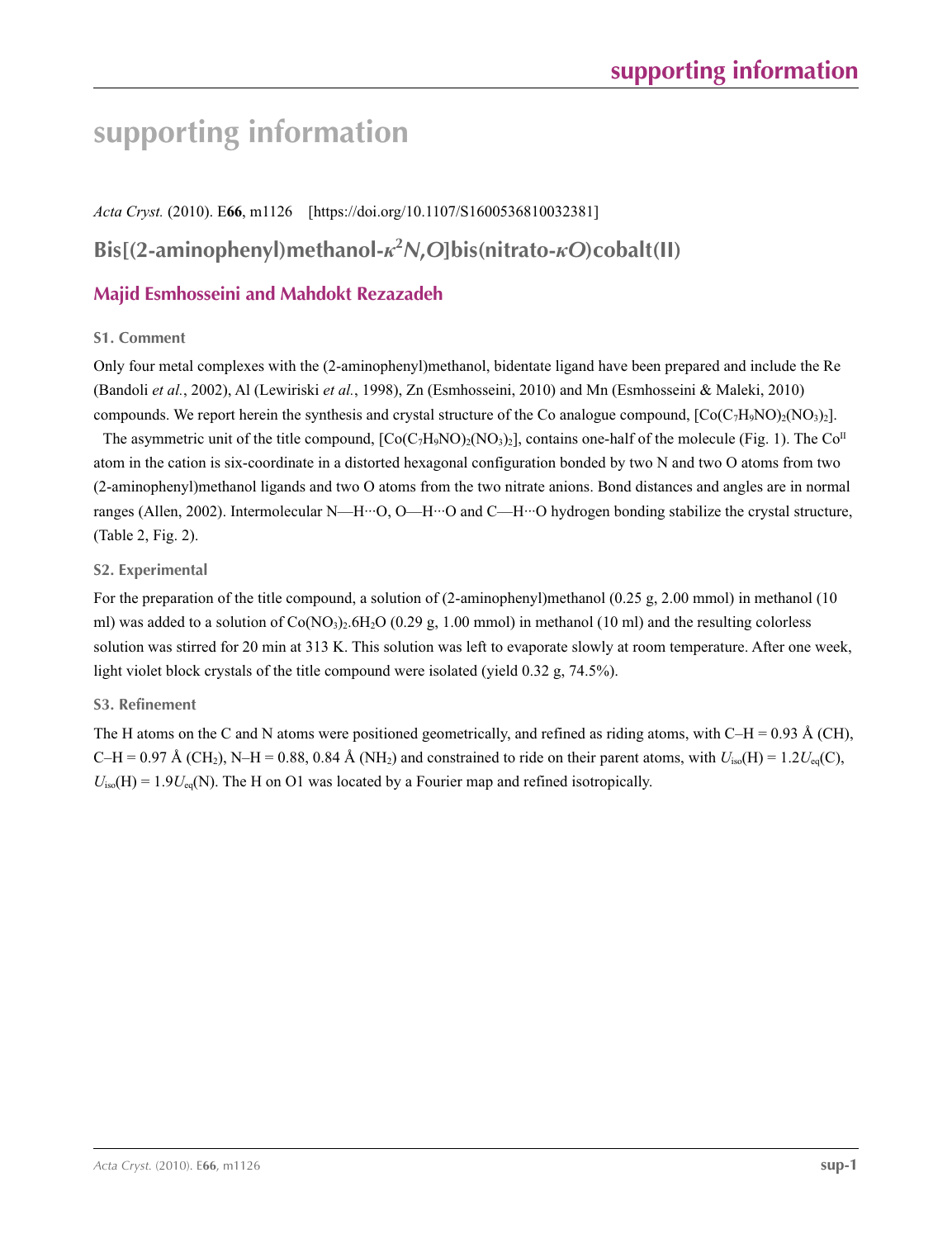# supporting information

*Acta Cryst.* (2010). E**66**, m1126 [https://doi.org/10.1107/S1600536810032381]

## Bis[(2-aminophenyl)methanol-$\kappa^2N,O$]bis(nitrato-$\kappa O$)cobalt(II)

### Majid Esmhosseini and Mahdokt Rezazadeh

#### S1. Comment

Only four metal complexes with the (2-aminophenyl)methanol, bidentate ligand have been prepared and include the Re (Bandoli *et al.*, 2002), Al (Lewiriski *et al.*, 1998), Zn (Esmhosseini, 2010) and Mn (Esmhosseini & Maleki, 2010) compounds. We report herein the synthesis and crystal structure of the Co analogue compound, $[Co(C_7H_9NO)_2(NO_3)_2]$.

The asymmetric unit of the title compound, $[Co(C_7H_9NO)_2(NO_3)_2]$, contains one-half of the molecule (Fig. 1). The $Co^{II}$ atom in the cation is six-coordinate in a distorted hexagonal configuration bonded by two N and two O atoms from two (2-aminophenyl)methanol ligands and two O atoms from the two nitrate anions. Bond distances and angles are in normal ranges (Allen, 2002). Intermolecular N—H···O, O—H···O and C—H···O hydrogen bonding stabilize the crystal structure, (Table 2, Fig. 2).

#### S2. Experimental

For the preparation of the title compound, a solution of (2-aminophenyl)methanol (0.25 g, 2.00 mmol) in methanol (10 ml) was added to a solution of $Co(NO_3)_2.6H_2O$ (0.29 g, 1.00 mmol) in methanol (10 ml) and the resulting colorless solution was stirred for 20 min at 313 K. This solution was left to evaporate slowly at room temperature. After one week, light violet block crystals of the title compound were isolated (yield 0.32 g, 74.5%).

#### S3. Refinement

The H atoms on the C and N atoms were positioned geometrically, and refined as riding atoms, with C–H = 0.93 Å (CH), C–H = 0.97 Å ($CH_2$), N–H = 0.88, 0.84 Å ($NH_2$) and constrained to ride on their parent atoms, with $U_{iso}(H) = 1.2U_{eq}(C)$, $U_{iso}(H) = 1.9U_{eq}(N)$. The H on O1 was located by a Fourier map and refined isotropically.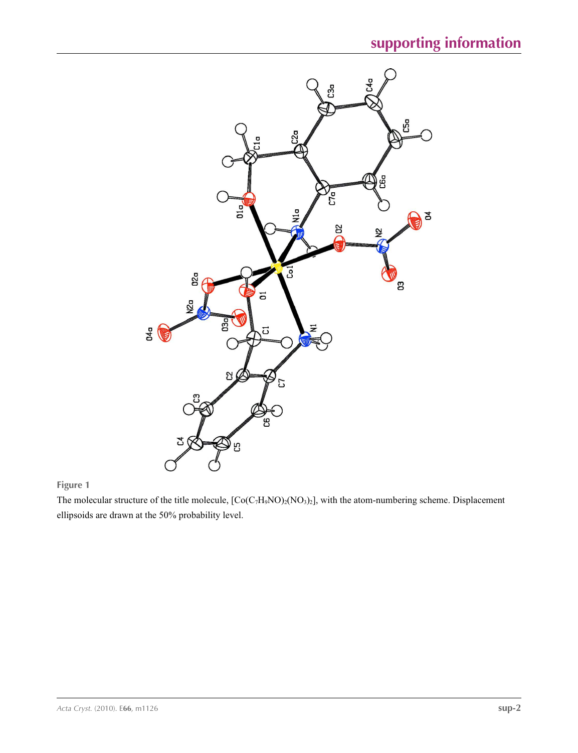**Figure 1**

The molecular structure of the title molecule, $[Co(C_7H_9NO)_2(NO_3)_2]$, with the atom-numbering scheme. Displacement ellipsoids are drawn at the 50% probability level.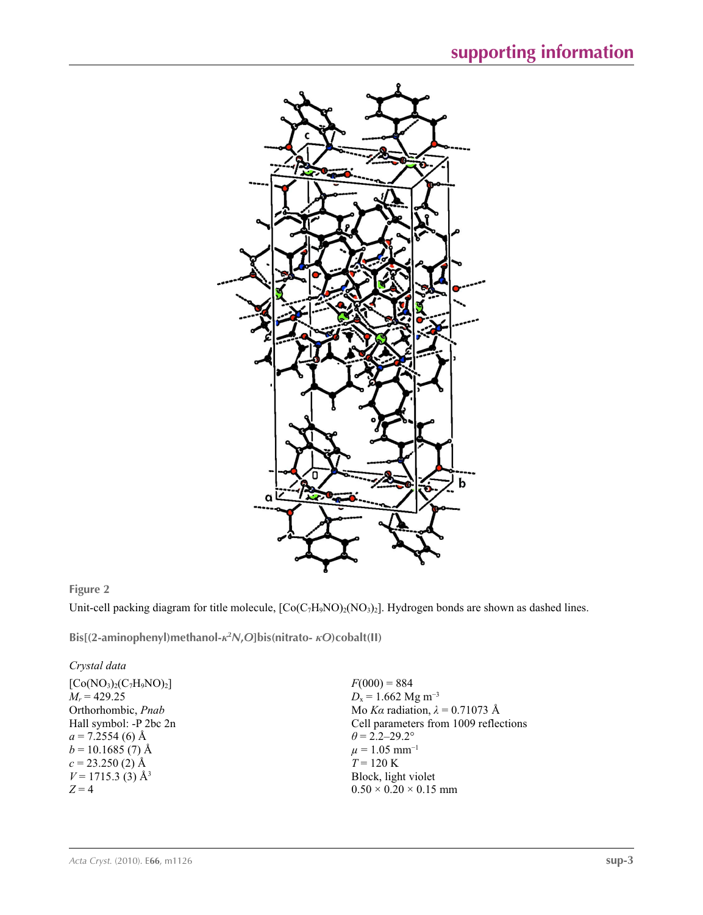**Figure 2**

Unit-cell packing diagram for title molecule, $[Co(C_7H_9NO)_2(NO_3)_2]$. Hydrogen bonds are shown as dashed lines.

## Bis[(2-aminophenyl)methanol-$\kappa^2N,O$]bis(nitrato- $\kappa O$)cobalt(II)

### *Crystal data*

$[Co(NO_3)_2(C_7H_9NO)_2]$
$M_r = 429.25$
Orthorhombic, *Pnab*
Hall symbol: -P 2bc 2n
$a = 7.2554$ (6) Å
$b = 10.1685$ (7) Å
$c = 23.250$ (2) Å
$V = 1715.3$ (3) Å$^3$
$Z = 4$
$F(000) = 884$
$D_x = 1.662$ Mg m$^{-3}$
Mo $K\alpha$ radiation, $\lambda = 0.71073$ Å
Cell parameters from 1009 reflections
$\theta = 2.2$–$29.2°$
$\mu = 1.05$ mm$^{-1}$
$T = 120$ K
Block, light violet
$0.50 \times 0.20 \times 0.15$ mm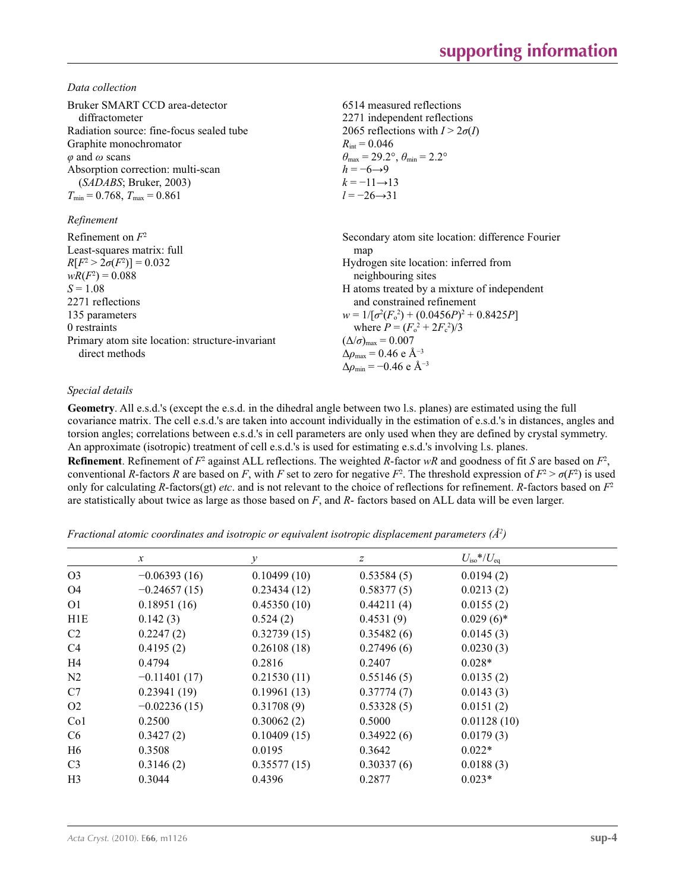*Data collection*

Bruker SMART CCD area-detector diffractometer
Radiation source: fine-focus sealed tube
Graphite monochromator
$\varphi$ and $\omega$ scans
Absorption correction: multi-scan (*SADABS*; Bruker, 2003)
$T_{min} = 0.768$, $T_{max} = 0.861$

6514 measured reflections
2271 independent reflections
2065 reflections with $I > 2\sigma(I)$
$R_{int} = 0.046$
$\theta_{max} = 29.2°$, $\theta_{min} = 2.2°$
$h = -6 \rightarrow 9$
$k = -11 \rightarrow 13$
$l = -26 \rightarrow 31$

*Refinement*

Refinement on $F^2$
Least-squares matrix: full
$R[F^2 > 2\sigma(F^2)] = 0.032$
$wR(F^2) = 0.088$
$S = 1.08$
2271 reflections
135 parameters
0 restraints
Primary atom site location: structure-invariant direct methods

Secondary atom site location: difference Fourier map
Hydrogen site location: inferred from neighbouring sites
H atoms treated by a mixture of independent and constrained refinement
$w = 1/[\sigma^2(F_o^2) + (0.0456P)^2 + 0.8425P]$
where $P = (F_o^2 + 2F_c^2)/3$
$(\Delta/\sigma)_{max} = 0.007$
$\Delta\rho_{max} = 0.46$ e Å$^{-3}$
$\Delta\rho_{min} = -0.46$ e Å$^{-3}$

*Special details*

**Geometry**. All e.s.d.'s (except the e.s.d. in the dihedral angle between two l.s. planes) are estimated using the full covariance matrix. The cell e.s.d.'s are taken into account individually in the estimation of e.s.d.'s in distances, angles and torsion angles; correlations between e.s.d.'s in cell parameters are only used when they are defined by crystal symmetry. An approximate (isotropic) treatment of cell e.s.d.'s is used for estimating e.s.d.'s involving l.s. planes.

**Refinement**. Refinement of $F^2$ against ALL reflections. The weighted $R$-factor $wR$ and goodness of fit $S$ are based on $F^2$, conventional $R$-factors $R$ are based on $F$, with $F$ set to zero for negative $F^2$. The threshold expression of $F^2 > \sigma(F^2)$ is used only for calculating $R$-factors(gt) *etc*. and is not relevant to the choice of reflections for refinement. $R$-factors based on $F^2$ are statistically about twice as large as those based on $F$, and $R$- factors based on ALL data will be even larger.

*Fractional atomic coordinates and isotropic or equivalent isotropic displacement parameters (Å$^2$)*

| | $x$ | $y$ | $z$ | $U_{iso}$*/$U_{eq}$ |
|---|---|---|---|---|
| O3 | −0.06393 (16) | 0.10499 (10) | 0.53584 (5) | 0.0194 (2) |
| O4 | −0.24657 (15) | 0.23434 (12) | 0.58377 (5) | 0.0213 (2) |
| O1 | 0.18951 (16) | 0.45350 (10) | 0.44211 (4) | 0.0155 (2) |
| H1E | 0.142 (3) | 0.524 (2) | 0.4531 (9) | 0.029 (6)* |
| C2 | 0.2247 (2) | 0.32739 (15) | 0.35482 (6) | 0.0145 (3) |
| C4 | 0.4195 (2) | 0.26108 (18) | 0.27496 (6) | 0.0230 (3) |
| H4 | 0.4794 | 0.2816 | 0.2407 | 0.028* |
| N2 | −0.11401 (17) | 0.21530 (11) | 0.55146 (5) | 0.0135 (2) |
| C7 | 0.23941 (19) | 0.19961 (13) | 0.37774 (7) | 0.0143 (3) |
| O2 | −0.02236 (15) | 0.31708 (9) | 0.53328 (5) | 0.0151 (2) |
| Co1 | 0.2500 | 0.30062 (2) | 0.5000 | 0.01128 (10) |
| C6 | 0.3427 (2) | 0.10409 (15) | 0.34922 (6) | 0.0179 (3) |
| H6 | 0.3508 | 0.0195 | 0.3642 | 0.022* |
| C3 | 0.3146 (2) | 0.35577 (15) | 0.30337 (6) | 0.0188 (3) |
| H3 | 0.3044 | 0.4396 | 0.2877 | 0.023* |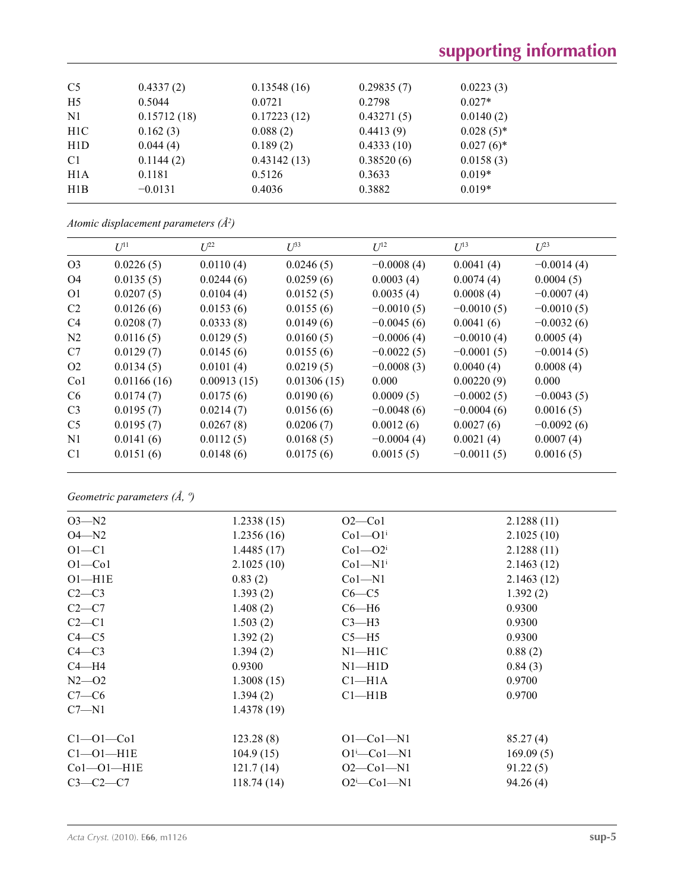| | | | | |
|---|---|---|---|---|
| C5 | 0.4337 (2) | 0.13548 (16) | 0.29835 (7) | 0.0223 (3) |
| H5 | 0.5044 | 0.0721 | 0.2798 | 0.027* |
| N1 | 0.15712 (18) | 0.17223 (12) | 0.43271 (5) | 0.0140 (2) |
| H1C | 0.162 (3) | 0.088 (2) | 0.4413 (9) | 0.028 (5)* |
| H1D | 0.044 (4) | 0.189 (2) | 0.4333 (10) | 0.027 (6)* |
| C1 | 0.1144 (2) | 0.43142 (13) | 0.38520 (6) | 0.0158 (3) |
| H1A | 0.1181 | 0.5126 | 0.3633 | 0.019* |
| H1B | −0.0131 | 0.4036 | 0.3882 | 0.019* |

*Atomic displacement parameters (Å²)*

| | $U^{11}$ | $U^{22}$ | $U^{33}$ | $U^{12}$ | $U^{13}$ | $U^{23}$ |
|---|---|---|---|---|---|---|
| O3 | 0.0226 (5) | 0.0110 (4) | 0.0246 (5) | −0.0008 (4) | 0.0041 (4) | −0.0014 (4) |
| O4 | 0.0135 (5) | 0.0244 (6) | 0.0259 (6) | 0.0003 (4) | 0.0074 (4) | 0.0004 (5) |
| O1 | 0.0207 (5) | 0.0104 (4) | 0.0152 (5) | 0.0035 (4) | 0.0008 (4) | −0.0007 (4) |
| C2 | 0.0126 (6) | 0.0153 (6) | 0.0155 (6) | −0.0010 (5) | −0.0010 (5) | −0.0010 (5) |
| C4 | 0.0208 (7) | 0.0333 (8) | 0.0149 (6) | −0.0045 (6) | 0.0041 (6) | −0.0032 (6) |
| N2 | 0.0116 (5) | 0.0129 (5) | 0.0160 (5) | −0.0006 (4) | −0.0010 (4) | 0.0005 (4) |
| C7 | 0.0129 (7) | 0.0145 (6) | 0.0155 (6) | −0.0022 (5) | −0.0001 (5) | −0.0014 (5) |
| O2 | 0.0134 (5) | 0.0101 (4) | 0.0219 (5) | −0.0008 (3) | 0.0040 (4) | 0.0008 (4) |
| Co1 | 0.01166 (16) | 0.00913 (15) | 0.01306 (15) | 0.000 | 0.00220 (9) | 0.000 |
| C6 | 0.0174 (7) | 0.0175 (6) | 0.0190 (6) | 0.0009 (5) | −0.0002 (5) | −0.0043 (5) |
| C3 | 0.0195 (7) | 0.0214 (7) | 0.0156 (6) | −0.0048 (6) | −0.0004 (6) | 0.0016 (5) |
| C5 | 0.0195 (7) | 0.0267 (8) | 0.0206 (7) | 0.0012 (6) | 0.0027 (6) | −0.0092 (6) |
| N1 | 0.0141 (6) | 0.0112 (5) | 0.0168 (5) | −0.0004 (4) | 0.0021 (4) | 0.0007 (4) |
| C1 | 0.0151 (6) | 0.0148 (6) | 0.0175 (6) | 0.0015 (5) | −0.0011 (5) | 0.0016 (5) |

*Geometric parameters (Å, º)*

| | | | |
|---|---|---|---|
| O3—N2 | 1.2338 (15) | O2—Co1 | 2.1288 (11) |
| O4—N2 | 1.2356 (16) | Co1—O1$^{i}$ | 2.1025 (10) |
| O1—C1 | 1.4485 (17) | Co1—O2$^{i}$ | 2.1288 (11) |
| O1—Co1 | 2.1025 (10) | Co1—N1$^{i}$ | 2.1463 (12) |
| O1—H1E | 0.83 (2) | Co1—N1 | 2.1463 (12) |
| C2—C3 | 1.393 (2) | C6—C5 | 1.392 (2) |
| C2—C7 | 1.408 (2) | C6—H6 | 0.9300 |
| C2—C1 | 1.503 (2) | C3—H3 | 0.9300 |
| C4—C5 | 1.392 (2) | C5—H5 | 0.9300 |
| C4—C3 | 1.394 (2) | N1—H1C | 0.88 (2) |
| C4—H4 | 0.9300 | N1—H1D | 0.84 (3) |
| N2—O2 | 1.3008 (15) | C1—H1A | 0.9700 |
| C7—C6 | 1.394 (2) | C1—H1B | 0.9700 |
| C7—N1 | 1.4378 (19) | | |
| | | | |
| C1—O1—Co1 | 123.28 (8) | O1—Co1—N1 | 85.27 (4) |
| C1—O1—H1E | 104.9 (15) | O1$^{i}$—Co1—N1 | 169.09 (5) |
| Co1—O1—H1E | 121.7 (14) | O2—Co1—N1 | 91.22 (5) |
| C3—C2—C7 | 118.74 (14) | O2$^{i}$—Co1—N1 | 94.26 (4) |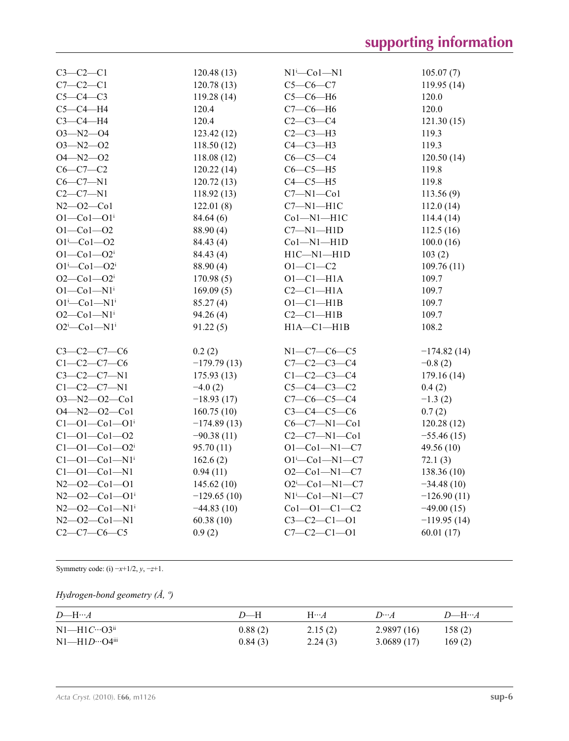| | | | |
|---|---|---|---|
| C3—C2—C1 | 120.48 (13) | N1$^{i}$—Co1—N1 | 105.07 (7) |
| C7—C2—C1 | 120.78 (13) | C5—C6—C7 | 119.95 (14) |
| C5—C4—C3 | 119.28 (14) | C5—C6—H6 | 120.0 |
| C5—C4—H4 | 120.4 | C7—C6—H6 | 120.0 |
| C3—C4—H4 | 120.4 | C2—C3—C4 | 121.30 (15) |
| O3—N2—O4 | 123.42 (12) | C2—C3—H3 | 119.3 |
| O3—N2—O2 | 118.50 (12) | C4—C3—H3 | 119.3 |
| O4—N2—O2 | 118.08 (12) | C6—C5—C4 | 120.50 (14) |
| C6—C7—C2 | 120.22 (14) | C6—C5—H5 | 119.8 |
| C6—C7—N1 | 120.72 (13) | C4—C5—H5 | 119.8 |
| C2—C7—N1 | 118.92 (13) | C7—N1—Co1 | 113.56 (9) |
| N2—O2—Co1 | 122.01 (8) | C7—N1—H1C | 112.0 (14) |
| O1—Co1—O1$^{i}$ | 84.64 (6) | Co1—N1—H1C | 114.4 (14) |
| O1—Co1—O2 | 88.90 (4) | C7—N1—H1D | 112.5 (16) |
| O1$^{i}$—Co1—O2 | 84.43 (4) | Co1—N1—H1D | 100.0 (16) |
| O1—Co1—O2$^{i}$ | 84.43 (4) | H1C—N1—H1D | 103 (2) |
| O1$^{i}$—Co1—O2$^{i}$ | 88.90 (4) | O1—C1—C2 | 109.76 (11) |
| O2—Co1—O2$^{i}$ | 170.98 (5) | O1—C1—H1A | 109.7 |
| O1—Co1—N1$^{i}$ | 169.09 (5) | C2—C1—H1A | 109.7 |
| O1$^{i}$—Co1—N1$^{i}$ | 85.27 (4) | O1—C1—H1B | 109.7 |
| O2—Co1—N1$^{i}$ | 94.26 (4) | C2—C1—H1B | 109.7 |
| O2$^{i}$—Co1—N1$^{i}$ | 91.22 (5) | H1A—C1—H1B | 108.2 |
| | | | |
| C3—C2—C7—C6 | 0.2 (2) | N1—C7—C6—C5 | −174.82 (14) |
| C1—C2—C7—C6 | −179.79 (13) | C7—C2—C3—C4 | −0.8 (2) |
| C3—C2—C7—N1 | 175.93 (13) | C1—C2—C3—C4 | 179.16 (14) |
| C1—C2—C7—N1 | −4.0 (2) | C5—C4—C3—C2 | 0.4 (2) |
| O3—N2—O2—Co1 | −18.93 (17) | C7—C6—C5—C4 | −1.3 (2) |
| O4—N2—O2—Co1 | 160.75 (10) | C3—C4—C5—C6 | 0.7 (2) |
| C1—O1—Co1—O1$^{i}$ | −174.89 (13) | C6—C7—N1—Co1 | 120.28 (12) |
| C1—O1—Co1—O2 | −90.38 (11) | C2—C7—N1—Co1 | −55.46 (15) |
| C1—O1—Co1—O2$^{i}$ | 95.70 (11) | O1—Co1—N1—C7 | 49.56 (10) |
| C1—O1—Co1—N1$^{i}$ | 162.6 (2) | O1$^{i}$—Co1—N1—C7 | 72.1 (3) |
| C1—O1—Co1—N1 | 0.94 (11) | O2—Co1—N1—C7 | 138.36 (10) |
| N2—O2—Co1—O1 | 145.62 (10) | O2$^{i}$—Co1—N1—C7 | −34.48 (10) |
| N2—O2—Co1—O1$^{i}$ | −129.65 (10) | N1$^{i}$—Co1—N1—C7 | −126.90 (11) |
| N2—O2—Co1—N1$^{i}$ | −44.83 (10) | Co1—O1—C1—C2 | −49.00 (15) |
| N2—O2—Co1—N1 | 60.38 (10) | C3—C2—C1—O1 | −119.95 (14) |
| C2—C7—C6—C5 | 0.9 (2) | C7—C2—C1—O1 | 60.01 (17) |

Symmetry code: (i) $-x+1/2, y, -z+1$.

*Hydrogen-bond geometry (Å, º)*

| *D*—H···*A* | *D*—H | H···*A* | *D*···*A* | *D*—H···*A* |
|---|---|---|---|---|
| N1—H1*C*···O3$^{ii}$ | 0.88 (2) | 2.15 (2) | 2.9897 (16) | 158 (2) |
| N1—H1*D*···O4$^{iii}$ | 0.84 (3) | 2.24 (3) | 3.0689 (17) | 169 (2) |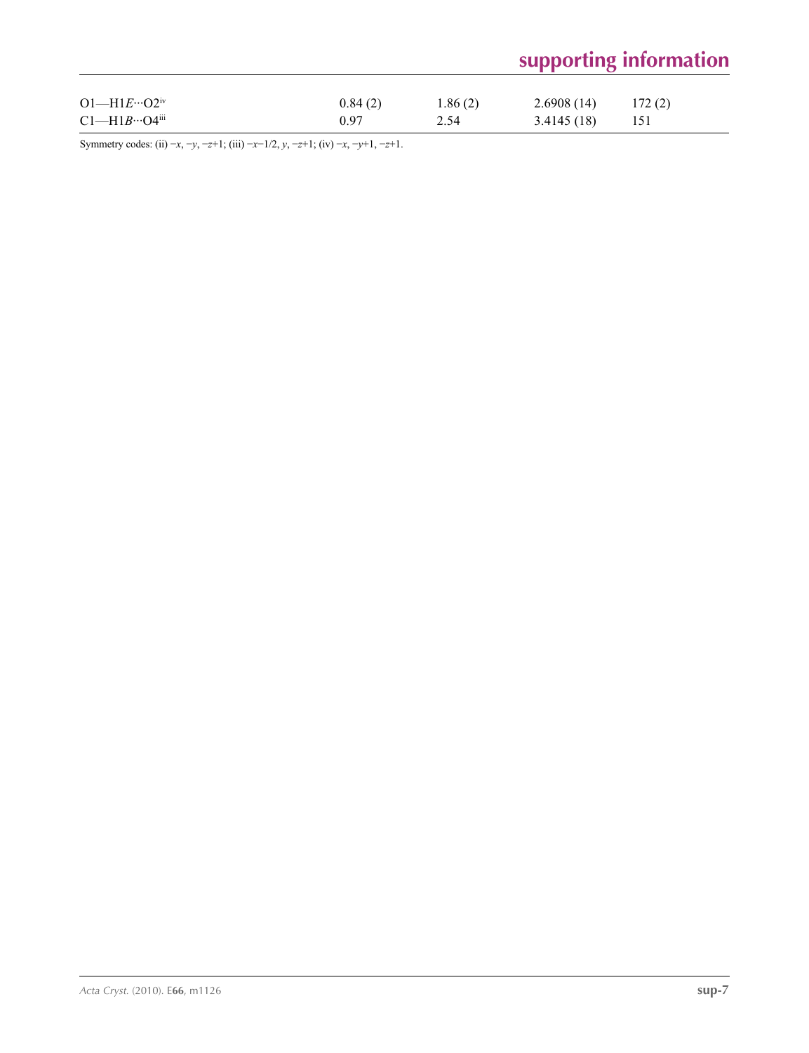| | | | | |
|---|---|---|---|---|
| O1—H1*E*···O2[iv] | 0.84 (2) | 1.86 (2) | 2.6908 (14) | 172 (2) |
| C1—H1*B*···O4[iii] | 0.97 | 2.54 | 3.4145 (18) | 151 |

Symmetry codes: (ii) −*x*, −*y*, −*z*+1; (iii) −*x*−1/2, *y*, −*z*+1; (iv) −*x*, −*y*+1, −*z*+1.